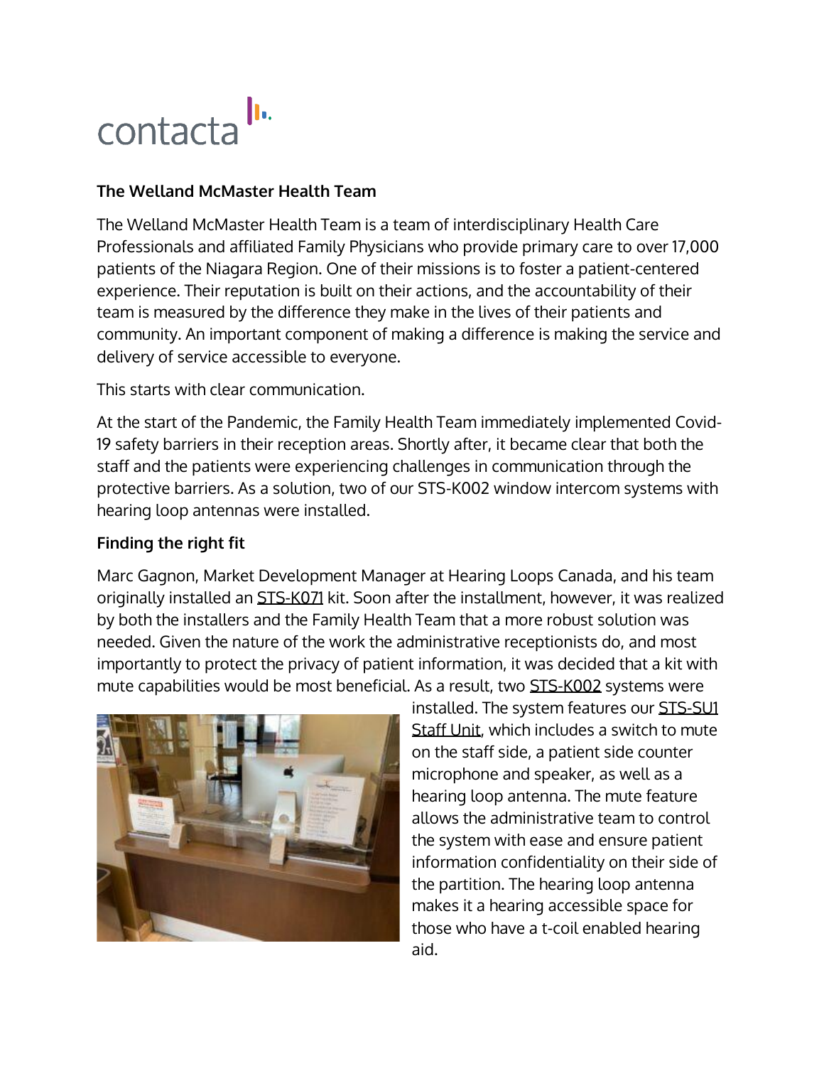contacta

## The Welland McMaster Health Team

The Welland McMaster Health Team is a team of interdisciplinary Health Care Professionals and affiliated Family Physicians who provide primary care to over 17,000 patients of the Niagara Region. One of their missions is to foster a patient-centered experience. Their reputation is built on their actions, and the accountability of their team is measured by the difference they make in the lives of their patients and community. An important component of making a difference is making the service and delivery of service accessible to everyone.

This starts with clear communication.

At the start of the Pandemic, the Family Health Team immediately implemented Covid-19 safety barriers in their reception areas. Shortly after, it became clear that both the staff and the patients were experiencing challenges in communication through the protective barriers. As a solution, two of our STS-K002 window intercom systems with hearing loop antennas were installed.

## Finding the right fit

Marc Gagnon, Market Development Manager at Hearing Loops Canada, and his team originally installed an STS-K071 kit. Soon after the installment, however, it was realized by both the installers and the Family Health Team that a more robust solution was needed. Given the nature of the work the administrative receptionists do, and most importantly to protect the privacy of patient information, it was decided that a kit with mute capabilities would be most beneficial. As a result, two STS-K002 systems were installed. The system features our STS-SU1 Staff Unit, which includes a switch to mute on the staff side, a patient side counter microphone and speaker, as well as a hearing loop antenna. The mute feature allows the administrative team to control the system with ease and ensure patient information confidentiality on their side of the partition. The hearing loop antenna makes it a hearing accessible space for those who have a t-coil enabled hearing aid.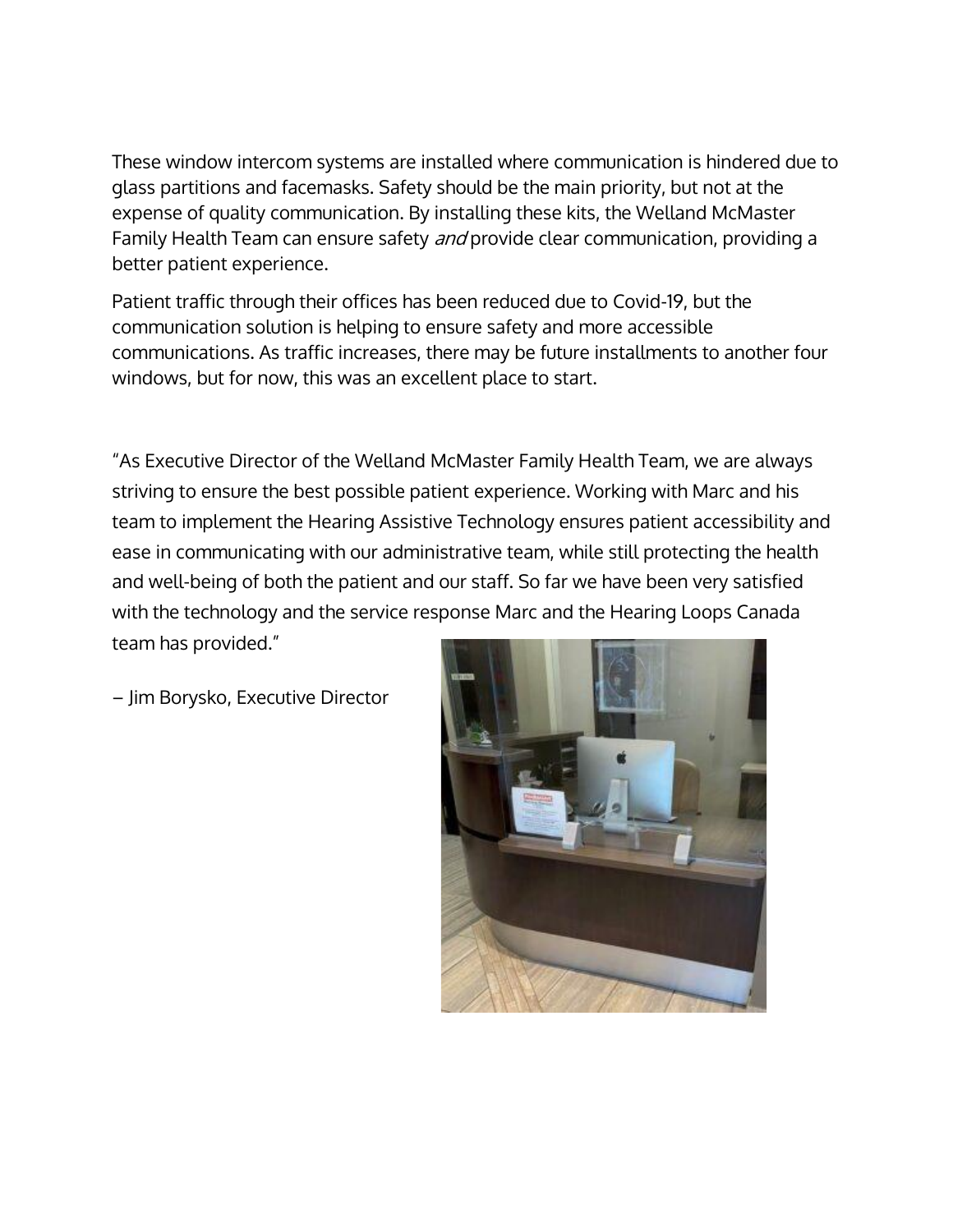These window intercom systems are installed where communication is hindered due to glass partitions and facemasks. Safety should be the main priority, but not at the expense of quality communication. By installing these kits, the Welland McMaster Family Health Team can ensure safety *and* provide clear communication, providing a better patient experience.

Patient traffic through their offices has been reduced due to Covid-19, but the communication solution is helping to ensure safety and more accessible communications. As traffic increases, there may be future installments to another four windows, but for now, this was an excellent place to start.

"As Executive Director of the Welland McMaster Family Health Team, we are always striving to ensure the best possible patient experience. Working with Marc and his team to implement the Hearing Assistive Technology ensures patient accessibility and ease in communicating with our administrative team, while still protecting the health and well-being of both the patient and our staff. So far we have been very satisfied with the technology and the service response Marc and the Hearing Loops Canada team has provided."

– Jim Borysko, Executive Director